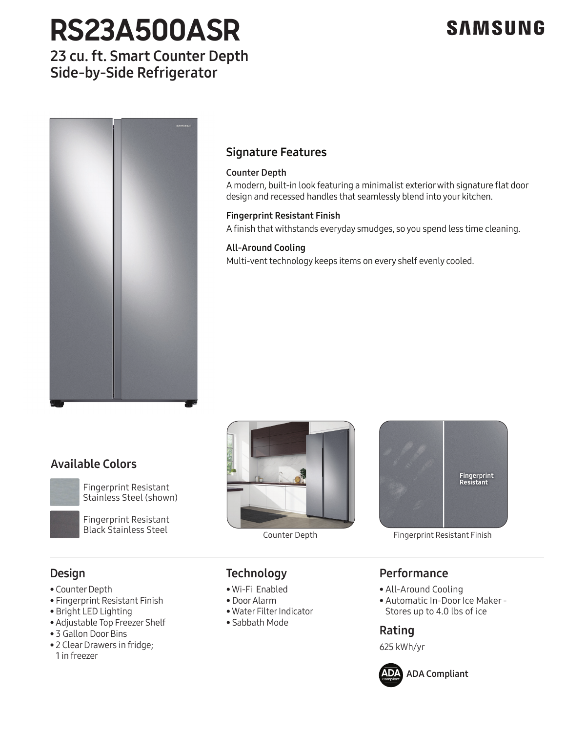# RS23A500ASR

SAMSUNG

## 23 cu. ft. Smart Counter Depth Side-by-Side Refrigerator

## Signature Features

### Counter Depth

A modern, built-in look featuring a minimalist exterior with signature flat door design and recessed handles that seamlessly blend into your kitchen.

### Fingerprint Resistant Finish

A finish that withstands everyday smudges, so you spend less time cleaning.

### All-Around Cooling

Multi-vent technology keeps items on every shelf evenly cooled.

## Available Colors

- Fingerprint Resistant Stainless Steel (shown)
- Fingerprint Resistant Black Stainless Steel

Counter Depth

Fingerprint Resistant Finish

## Design

- Counter Depth
- Fingerprint Resistant Finish
- Bright LED Lighting
- Adjustable Top Freezer Shelf
- 3 Gallon Door Bins
- 2 Clear Drawers in fridge; 1 in freezer

## Technology

- Wi-Fi Enabled
- Door Alarm
- Water Filter Indicator
- Sabbath Mode

## Performance

- All-Around Cooling
- Automatic In-Door Ice Maker - Stores up to 4.0 lbs of ice

## Rating

625 kWh/yr

ADA Compliant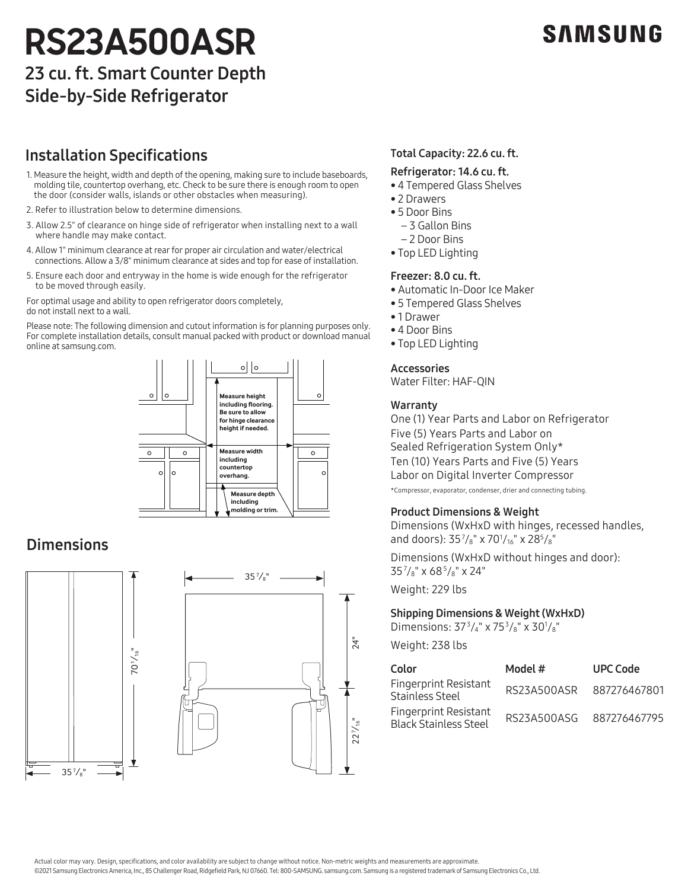# RS23A500ASR

SAMSUNG

## 23 cu. ft. Smart Counter Depth Side-by-Side Refrigerator

## Installation Specifications

1. Measure the height, width and depth of the opening, making sure to include baseboards, molding tile, countertop overhang, etc. Check to be sure there is enough room to open the door (consider walls, islands or other obstacles when measuring).
2. Refer to illustration below to determine dimensions.
3. Allow 2.5" of clearance on hinge side of refrigerator when installing next to a wall where handle may make contact.
4. Allow 1" minimum clearance at rear for proper air circulation and water/electrical connections. Allow a 3/8" minimum clearance at sides and top for ease of installation.
5. Ensure each door and entryway in the home is wide enough for the refrigerator to be moved through easily.

For optimal usage and ability to open refrigerator doors completely, do not install next to a wall.

Please note: The following dimension and cutout information is for planning purposes only. For complete installation details, consult manual packed with product or download manual online at samsung.com.

Measure height including flooring. Be sure to allow for hinge clearance height if needed.

Measure width including countertop overhang.

Measure depth including molding or trim.

## Dimensions

70 1/16"

35 7/8"

35 7/8"

24"

22 7/16"

### Total Capacity: 22.6 cu. ft.

### Refrigerator: 14.6 cu. ft.

- 4 Tempered Glass Shelves
- 2 Drawers
- 5 Door Bins
  - 3 Gallon Bins
  - 2 Door Bins
- Top LED Lighting

### Freezer: 8.0 cu. ft.

- Automatic In-Door Ice Maker
- 5 Tempered Glass Shelves
- 1 Drawer
- 4 Door Bins
- Top LED Lighting

### Accessories

Water Filter: HAF-QIN

### Warranty

One (1) Year Parts and Labor on Refrigerator

Five (5) Years Parts and Labor on Sealed Refrigeration System Only*

Ten (10) Years Parts and Five (5) Years Labor on Digital Inverter Compressor

*Compressor, evaporator, condenser, drier and connecting tubing.

### Product Dimensions & Weight

Dimensions (WxHxD with hinges, recessed handles, and doors): 35 7/8" x 70 1/16" x 28 5/8"

Dimensions (WxHxD without hinges and door): 35 7/8" x 68 5/8" x 24"

Weight: 229 lbs

### Shipping Dimensions & Weight (WxHxD)

Dimensions: 37 3/4" x 75 3/8" x 30 1/8"

Weight: 238 lbs

| Color | Model # | UPC Code |
|---|---|---|
| Fingerprint Resistant Stainless Steel | RS23A500ASR | 887276467801 |
| Fingerprint Resistant Black Stainless Steel | RS23A500ASG | 887276467795 |

Actual color may vary. Design, specifications, and color availability are subject to change without notice. Non-metric weights and measurements are approximate.
©2021 Samsung Electronics America, Inc., 85 Challenger Road, Ridgefield Park, NJ 07660. Tel: 800-SAMSUNG. samsung.com. Samsung is a registered trademark of Samsung Electronics Co., Ltd.